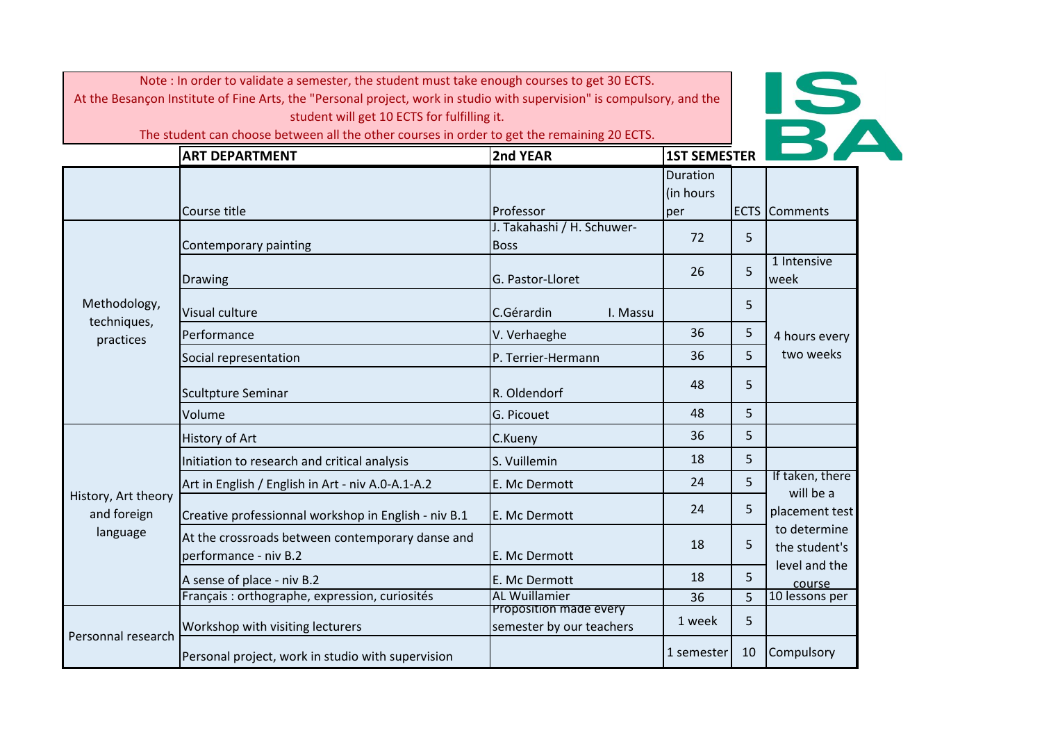Note : In order to validate a semester, the student must take enough courses to get 30 ECTS.
At the Besançon Institute of Fine Arts, the "Personal project, work in studio with supervision" is compulsory, and the student will get 10 ECTS for fulfilling it.
The student can choose between all the other courses in order to get the remaining 20 ECTS.

ISBA

| | ART DEPARTMENT | 2nd YEAR | 1ST SEMESTER | | |
|---|---|---|---|---|---|
| | Course title | Professor | Duration (in hours per | ECTS | Comments |
| Methodology, techniques, practices | Contemporary painting | J. Takahashi / H. Schuwer-Boss | 72 | 5 | |
| | Drawing | G. Pastor-Lloret | 26 | 5 | 1 Intensive week |
| | Visual culture | C.Gérardin I. Massu | | 5 | 4 hours every two weeks |
| | Performance | V. Verhaeghe | 36 | 5 | |
| | Social representation | P. Terrier-Hermann | 36 | 5 | |
| | Scultpture Seminar | R. Oldendorf | 48 | 5 | |
| | Volume | G. Picouet | 48 | 5 | |
| History, Art theory and foreign language | History of Art | C.Kueny | 36 | 5 | |
| | Initiation to research and critical analysis | S. Vuillemin | 18 | 5 | |
| | Art in English / English in Art - niv A.0-A.1-A.2 | E. Mc Dermott | 24 | 5 | If taken, there will be a placement test to determine the student's level and the course |
| | Creative professionnal workshop in English - niv B.1 | E. Mc Dermott | 24 | 5 | |
| | At the crossroads between contemporary danse and performance - niv B.2 | E. Mc Dermott | 18 | 5 | |
| | A sense of place - niv B.2 | E. Mc Dermott | 18 | 5 | |
| | Français : orthographe, expression, curiosités | AL Wuillamier | 36 | 5 | 10 lessons per |
| Personnal research | Workshop with visiting lecturers | Proposition made every semester by our teachers | 1 week | 5 | |
| | Personal project, work in studio with supervision | | 1 semester | 10 | Compulsory |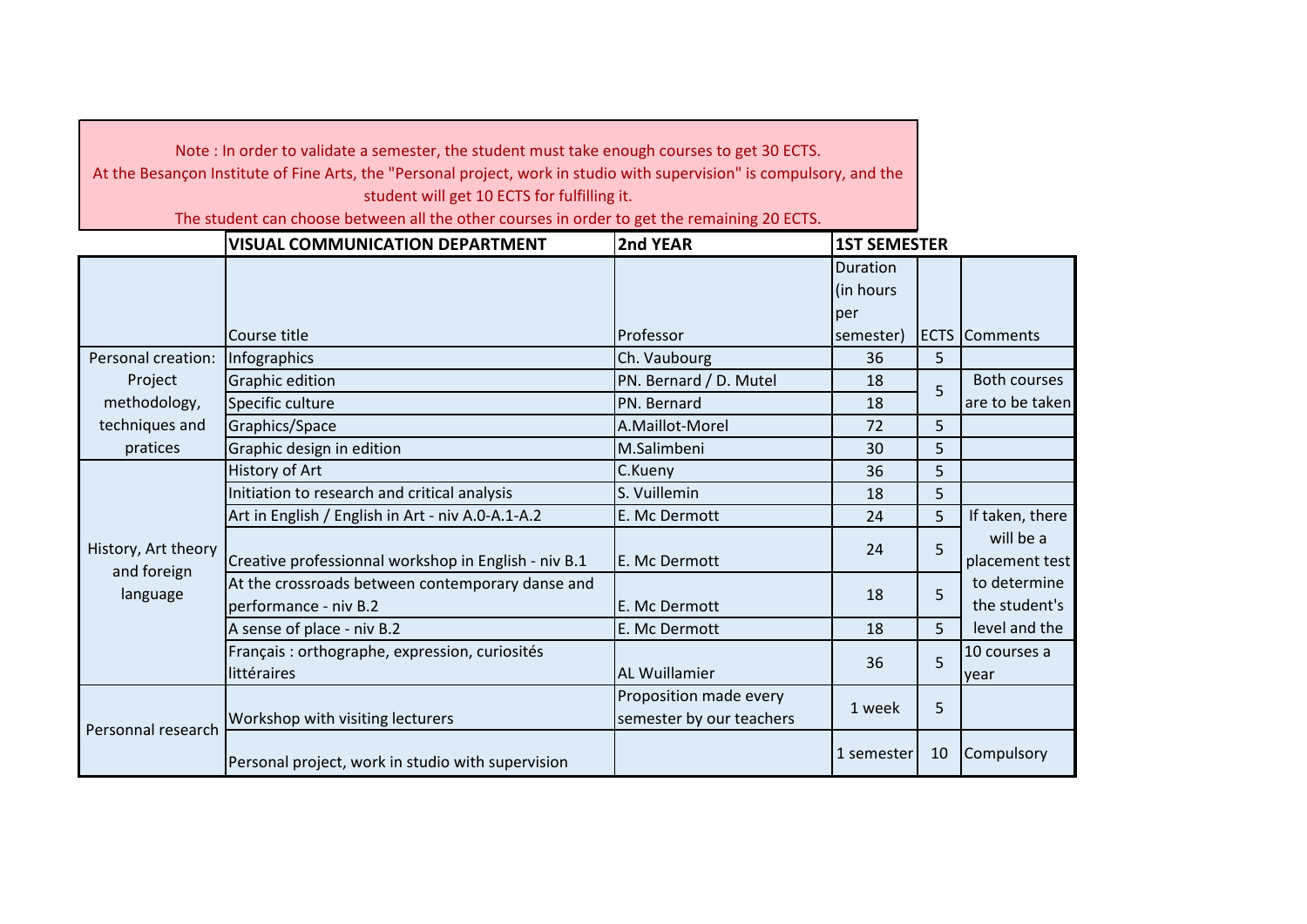Note : In order to validate a semester, the student must take enough courses to get 30 ECTS.
At the Besançon Institute of Fine Arts, the "Personal project, work in studio with supervision" is compulsory, and the student will get 10 ECTS for fulfilling it.
The student can choose between all the other courses in order to get the remaining 20 ECTS.

| | VISUAL COMMUNICATION DEPARTMENT | 2nd YEAR | 1ST SEMESTER | | |
|---|---|---|---|---|---|
| | Course title | Professor | Duration (in hours per semester) | ECTS | Comments |
| Personal creation: Project methodology, techniques and pratices | Infographics | Ch. Vaubourg | 36 | 5 | |
| | Graphic edition | PN. Bernard / D. Mutel | 18 | 5 | Both courses are to be taken |
| | Specific culture | PN. Bernard | 18 | | |
| | Graphics/Space | A.Maillot-Morel | 72 | 5 | |
| | Graphic design in edition | M.Salimbeni | 30 | 5 | |
| History, Art theory and foreign language | History of Art | C.Kueny | 36 | 5 | |
| | Initiation to research and critical analysis | S. Vuillemin | 18 | 5 | |
| | Art in English / English in Art - niv A.0-A.1-A.2 | E. Mc Dermott | 24 | 5 | If taken, there will be a placement test to determine the student's level and the |
| | Creative professionnal workshop in English - niv B.1 | E. Mc Dermott | 24 | 5 | |
| | At the crossroads between contemporary danse and performance - niv B.2 | E. Mc Dermott | 18 | 5 | |
| | A sense of place - niv B.2 | E. Mc Dermott | 18 | 5 | |
| | Français : orthographe, expression, curiosités littéraires | AL Wuillamier | 36 | 5 | 10 courses a year |
| Personnal research | Workshop with visiting lecturers | Proposition made every semester by our teachers | 1 week | 5 | |
| | Personal project, work in studio with supervision | | 1 semester | 10 | Compulsory |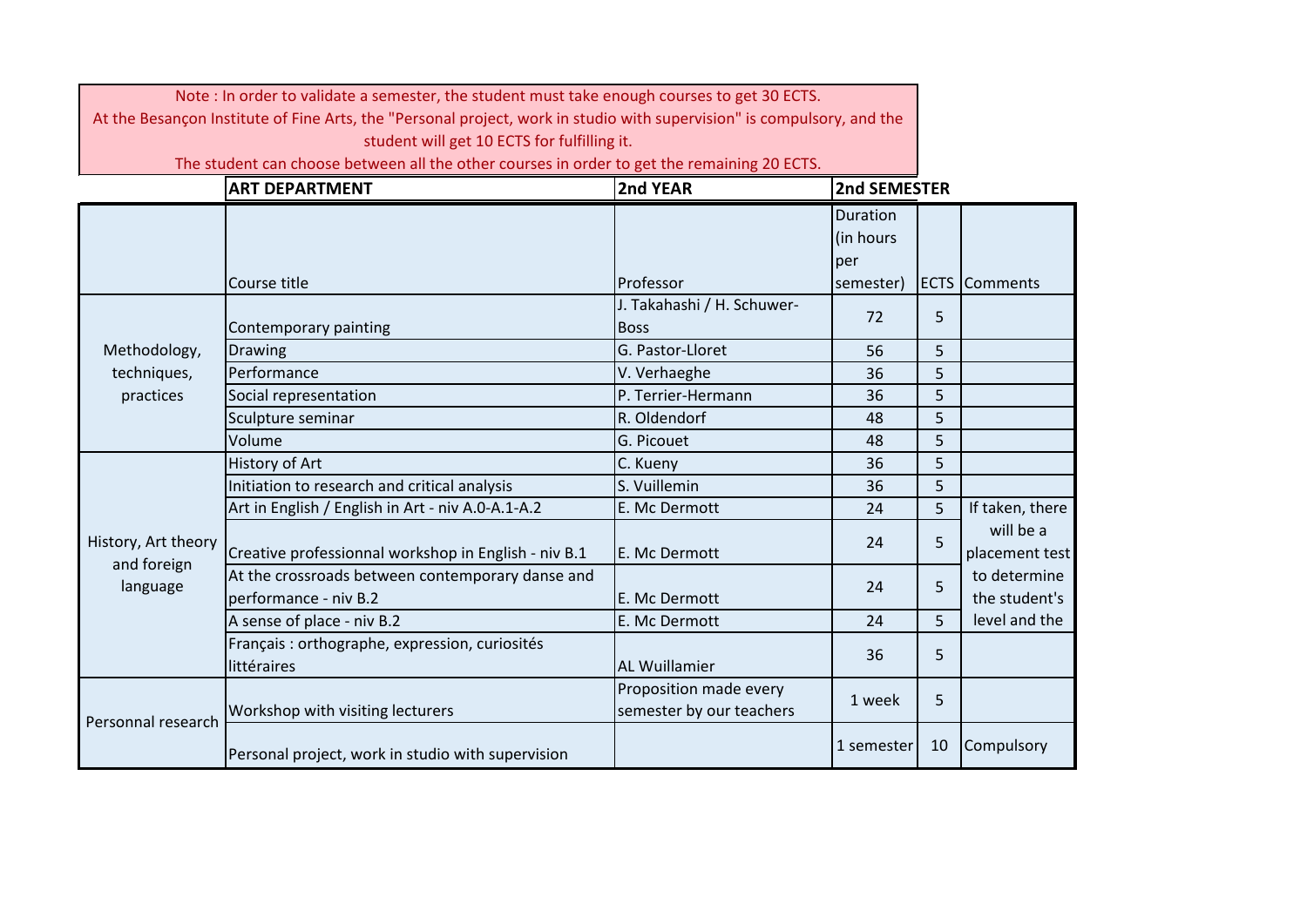Note : In order to validate a semester, the student must take enough courses to get 30 ECTS.
At the Besançon Institute of Fine Arts, the "Personal project, work in studio with supervision" is compulsory, and the student will get 10 ECTS for fulfilling it.
The student can choose between all the other courses in order to get the remaining 20 ECTS.

| | ART DEPARTMENT | 2nd YEAR | 2nd SEMESTER | | |
|---|---|---|---|---|---|
| | Course title | Professor | Duration (in hours per semester) | ECTS | Comments |
| Methodology, techniques, practices | Contemporary painting | J. Takahashi / H. Schuwer-Boss | 72 | 5 | |
| | Drawing | G. Pastor-Lloret | 56 | 5 | |
| | Performance | V. Verhaeghe | 36 | 5 | |
| | Social representation | P. Terrier-Hermann | 36 | 5 | |
| | Sculpture seminar | R. Oldendorf | 48 | 5 | |
| | Volume | G. Picouet | 48 | 5 | |
| History, Art theory and foreign language | History of Art | C. Kueny | 36 | 5 | |
| | Initiation to research and critical analysis | S. Vuillemin | 36 | 5 | |
| | Art in English / English in Art - niv A.0-A.1-A.2 | E. Mc Dermott | 24 | 5 | If taken, there will be a placement test to determine the student's level and the |
| | Creative professionnal workshop in English - niv B.1 | E. Mc Dermott | 24 | 5 | |
| | At the crossroads between contemporary danse and performance - niv B.2 | E. Mc Dermott | 24 | 5 | |
| | A sense of place - niv B.2 | E. Mc Dermott | 24 | 5 | |
| | Français : orthographe, expression, curiosités littéraires | AL Wuillamier | 36 | 5 | |
| Personnal research | Workshop with visiting lecturers | Proposition made every semester by our teachers | 1 week | 5 | |
| | Personal project, work in studio with supervision | | 1 semester | 10 | Compulsory |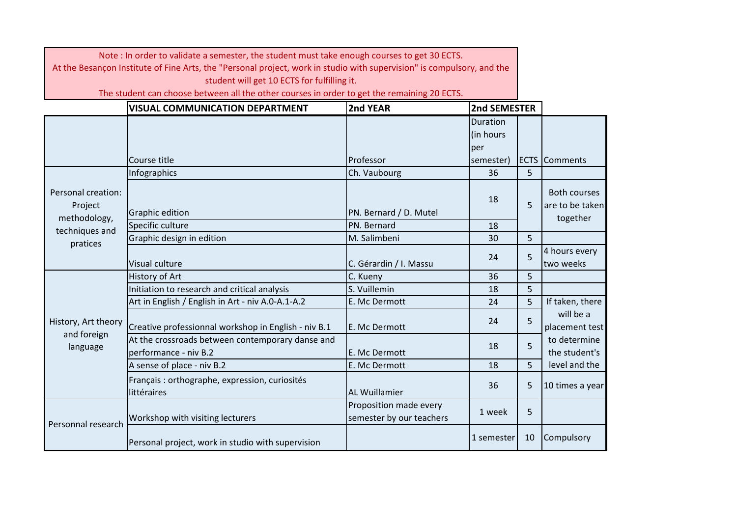Note : In order to validate a semester, the student must take enough courses to get 30 ECTS.
At the Besançon Institute of Fine Arts, the "Personal project, work in studio with supervision" is compulsory, and the student will get 10 ECTS for fulfilling it.
The student can choose between all the other courses in order to get the remaining 20 ECTS.

| | **VISUAL COMMUNICATION DEPARTMENT** | **2nd YEAR** | **2nd SEMESTER** | | |
|---|---|---|---|---|---|
| | Course title | Professor | Duration (in hours per semester) | ECTS | Comments |
| Personal creation: Project methodology, techniques and pratices | Infographics | Ch. Vaubourg | 36 | 5 | |
| | Graphic edition | PN. Bernard / D. Mutel | 18 | 5 | Both courses are to be taken together |
| | Specific culture | PN. Bernard | 18 | | |
| | Graphic design in edition | M. Salimbeni | 30 | 5 | |
| | Visual culture | C. Gérardin / I. Massu | 24 | 5 | 4 hours every two weeks |
| History, Art theory and foreign language | History of Art | C. Kueny | 36 | 5 | |
| | Initiation to research and critical analysis | S. Vuillemin | 18 | 5 | |
| | Art in English / English in Art - niv A.0-A.1-A.2 | E. Mc Dermott | 24 | 5 | If taken, there will be a placement test to determine the student's level and the |
| | Creative professionnal workshop in English - niv B.1 | E. Mc Dermott | 24 | 5 | |
| | At the crossroads between contemporary danse and performance - niv B.2 | E. Mc Dermott | 18 | 5 | |
| | A sense of place - niv B.2 | E. Mc Dermott | 18 | 5 | |
| | Français : orthographe, expression, curiosités littéraires | AL Wuillamier | 36 | 5 | 10 times a year |
| Personnal research | Workshop with visiting lecturers | Proposition made every semester by our teachers | 1 week | 5 | |
| | Personal project, work in studio with supervision | | 1 semester | 10 | Compulsory |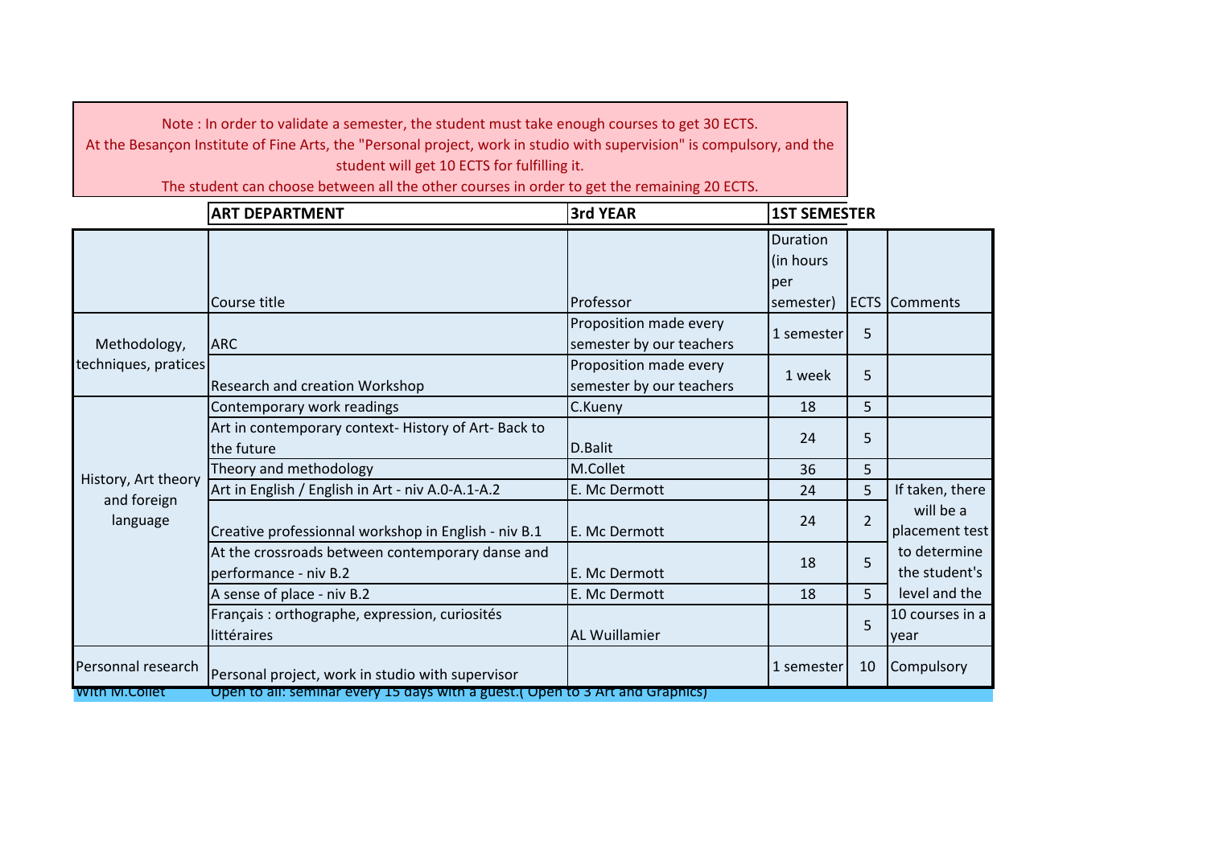Note : In order to validate a semester, the student must take enough courses to get 30 ECTS.
At the Besançon Institute of Fine Arts, the "Personal project, work in studio with supervision" is compulsory, and the student will get 10 ECTS for fulfilling it.
The student can choose between all the other courses in order to get the remaining 20 ECTS.

| | **ART DEPARTMENT** | **3rd YEAR** | **1ST SEMESTER** | | |
|---|---|---|---|---|---|
| | Course title | Professor | Duration (in hours per semester) | ECTS | Comments |
| Methodology, techniques, pratices | ARC | Proposition made every semester by our teachers | 1 semester | 5 | |
| | Research and creation Workshop | Proposition made every semester by our teachers | 1 week | 5 | |
| History, Art theory and foreign language | Contemporary work readings | C.Kueny | 18 | 5 | |
| | Art in contemporary context- History of Art- Back to the future | D.Balit | 24 | 5 | |
| | Theory and methodology | M.Collet | 36 | 5 | |
| | Art in English / English in Art - niv A.0-A.1-A.2 | E. Mc Dermott | 24 | 5 | If taken, there will be a placement test to determine the student's level and the 10 courses in a year |
| | Creative professionnal workshop in English - niv B.1 | E. Mc Dermott | 24 | 2 | |
| | At the crossroads between contemporary danse and performance - niv B.2 | E. Mc Dermott | 18 | 5 | |
| | A sense of place - niv B.2 | E. Mc Dermott | 18 | 5 | |
| | Français : orthographe, expression, curiosités littéraires | AL Wuillamier | | 5 | |
| Personnal research | Personal project, work in studio with supervisor | | 1 semester | 10 | Compulsory |
| With M.Collet | Open to all: seminar every 15 days with a guest.( Open to 3 Art and Graphics) | | | | |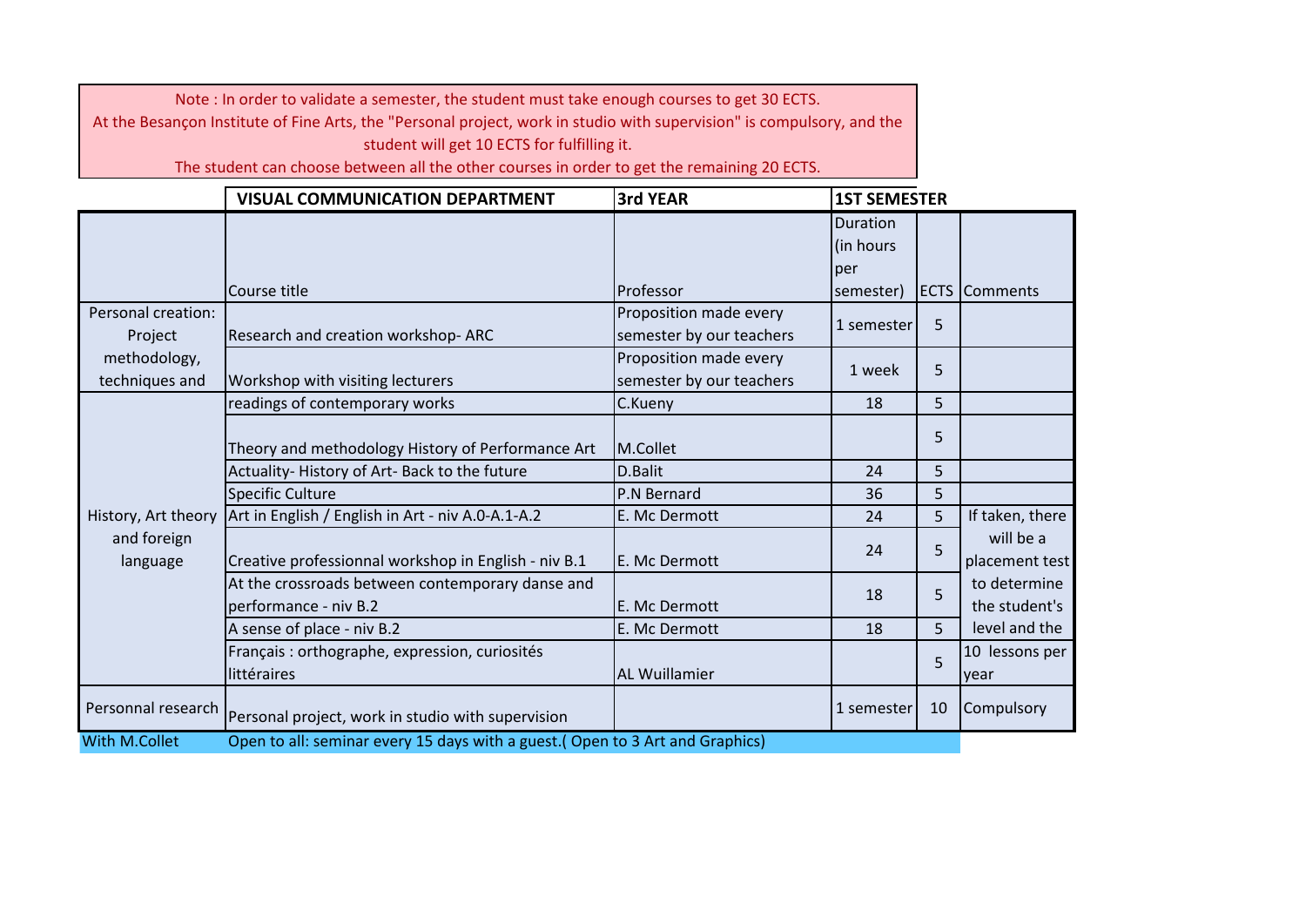Note : In order to validate a semester, the student must take enough courses to get 30 ECTS.
At the Besançon Institute of Fine Arts, the "Personal project, work in studio with supervision" is compulsory, and the student will get 10 ECTS for fulfilling it.
The student can choose between all the other courses in order to get the remaining 20 ECTS.

| | VISUAL COMMUNICATION DEPARTMENT | 3rd YEAR | 1ST SEMESTER | | |
|---|---|---|---|---|---|
| | Course title | Professor | Duration (in hours per semester) | ECTS | Comments |
| Personal creation: Project methodology, techniques and | Research and creation workshop- ARC | Proposition made every semester by our teachers | 1 semester | 5 | |
| | Workshop with visiting lecturers | Proposition made every semester by our teachers | 1 week | 5 | |
| History, Art theory and foreign language | readings of contemporary works | C.Kueny | 18 | 5 | |
| | Theory and methodology History of Performance Art | M.Collet | | 5 | |
| | Actuality- History of Art- Back to the future | D.Balit | 24 | 5 | |
| | Specific Culture | P.N Bernard | 36 | 5 | |
| | Art in English / English in Art - niv A.0-A.1-A.2 | E. Mc Dermott | 24 | 5 | If taken, there will be a placement test to determine the student's level and the |
| | Creative professionnal workshop in English - niv B.1 | E. Mc Dermott | 24 | 5 | |
| | At the crossroads between contemporary danse and performance - niv B.2 | E. Mc Dermott | 18 | 5 | |
| | A sense of place - niv B.2 | E. Mc Dermott | 18 | 5 | |
| | Français : orthographe, expression, curiosités littéraires | AL Wuillamier | | 5 | 10 lessons per year |
| Personnal research | Personal project, work in studio with supervision | | 1 semester | 10 | Compulsory |
| With M.Collet | Open to all: seminar every 15 days with a guest.( Open to 3 Art and Graphics) | | | | |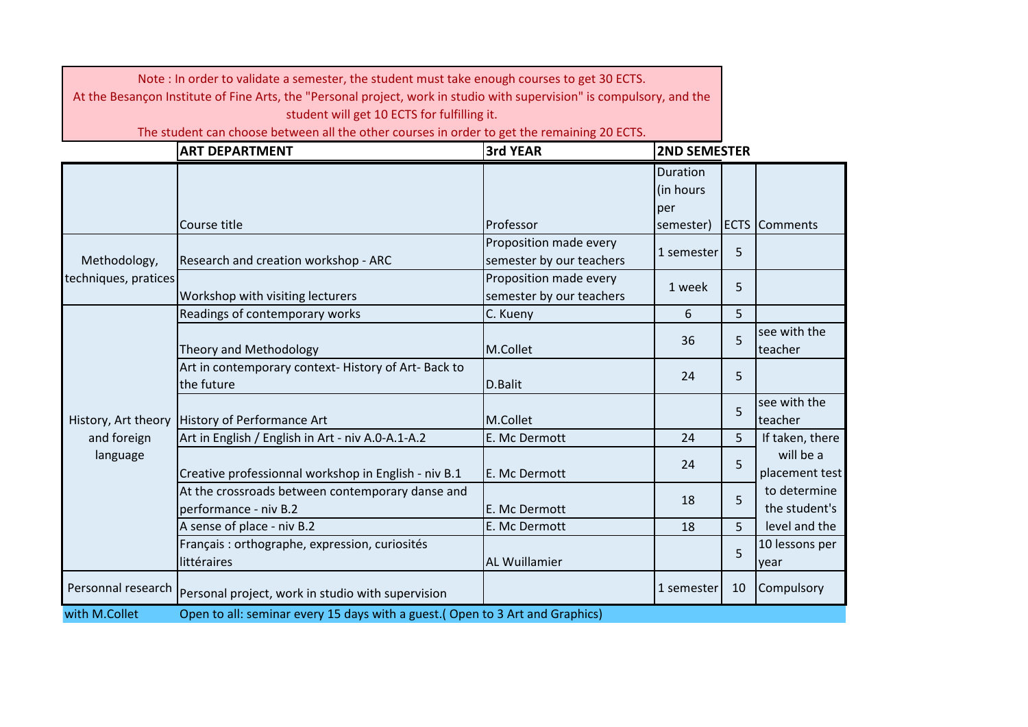Note : In order to validate a semester, the student must take enough courses to get 30 ECTS.
At the Besançon Institute of Fine Arts, the "Personal project, work in studio with supervision" is compulsory, and the student will get 10 ECTS for fulfilling it.
The student can choose between all the other courses in order to get the remaining 20 ECTS.

| | ART DEPARTMENT | 3rd YEAR | 2ND SEMESTER | | |
|---|---|---|---|---|---|
| | Course title | Professor | Duration (in hours per semester) | ECTS | Comments |
| Methodology, techniques, pratices | Research and creation workshop - ARC | Proposition made every semester by our teachers | 1 semester | 5 | |
| | Workshop with visiting lecturers | Proposition made every semester by our teachers | 1 week | 5 | |
| History, Art theory and foreign language | Readings of contemporary works | C. Kueny | 6 | 5 | |
| | Theory and Methodology | M.Collet | 36 | 5 | see with the teacher |
| | Art in contemporary context- History of Art- Back to the future | D.Balit | 24 | 5 | |
| | History of Performance Art | M.Collet | | 5 | see with the teacher |
| | Art in English / English in Art - niv A.0-A.1-A.2 | E. Mc Dermott | 24 | 5 | If taken, there will be a placement test to determine the student's level and the |
| | Creative professionnal workshop in English - niv B.1 | E. Mc Dermott | 24 | 5 | |
| | At the crossroads between contemporary danse and performance - niv B.2 | E. Mc Dermott | 18 | 5 | |
| | A sense of place - niv B.2 | E. Mc Dermott | 18 | 5 | |
| | Français : orthographe, expression, curiosités littéraires | AL Wuillamier | | 5 | 10 lessons per year |
| Personnal research | Personal project, work in studio with supervision | | 1 semester | 10 | Compulsory |
| with M.Collet | Open to all: seminar every 15 days with a guest.( Open to 3 Art and Graphics) | | | | |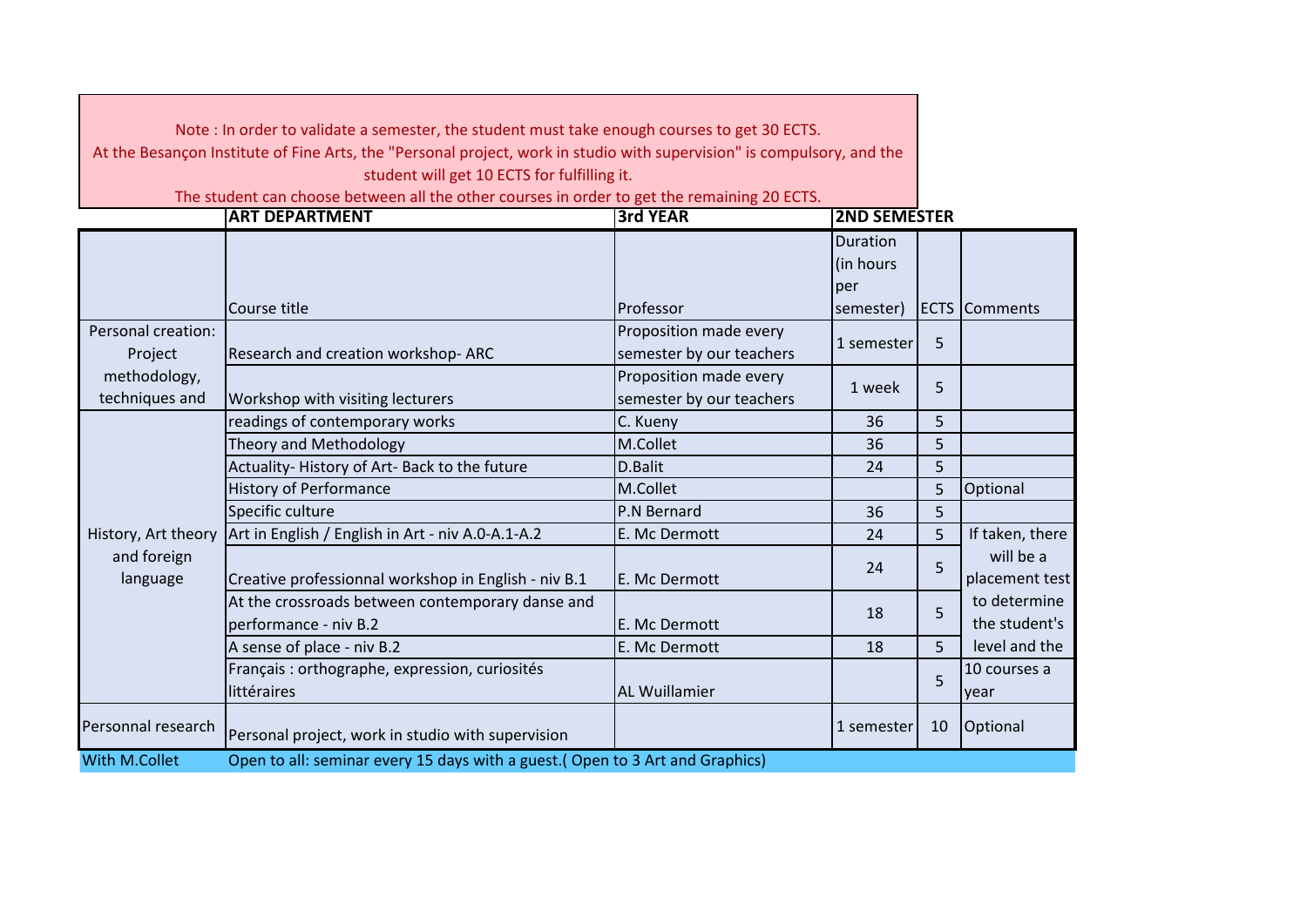Note : In order to validate a semester, the student must take enough courses to get 30 ECTS.
At the Besançon Institute of Fine Arts, the "Personal project, work in studio with supervision" is compulsory, and the student will get 10 ECTS for fulfilling it.
The student can choose between all the other courses in order to get the remaining 20 ECTS.

| | ART DEPARTMENT | 3rd YEAR | 2ND SEMESTER | | |
|---|---|---|---|---|---|
| | Course title | Professor | Duration (in hours per semester) | ECTS | Comments |
| Personal creation: Project methodology, techniques and | Research and creation workshop- ARC | Proposition made every semester by our teachers | 1 semester | 5 | |
| | Workshop with visiting lecturers | Proposition made every semester by our teachers | 1 week | 5 | |
| History, Art theory and foreign language | readings of contemporary works | C. Kueny | 36 | 5 | |
| | Theory and Methodology | M.Collet | 36 | 5 | |
| | Actuality- History of Art- Back to the future | D.Balit | 24 | 5 | |
| | History of Performance | M.Collet | | 5 | Optional |
| | Specific culture | P.N Bernard | 36 | 5 | |
| | Art in English / English in Art - niv A.0-A.1-A.2 | E. Mc Dermott | 24 | 5 | If taken, there will be a placement test to determine the student's level and the 10 courses a year |
| | Creative professionnal workshop in English - niv B.1 | E. Mc Dermott | 24 | 5 | |
| | At the crossroads between contemporary danse and performance - niv B.2 | E. Mc Dermott | 18 | 5 | |
| | A sense of place - niv B.2 | E. Mc Dermott | 18 | 5 | |
| | Français : orthographe, expression, curiosités littéraires | AL Wuillamier | | 5 | |
| Personnal research | Personal project, work in studio with supervision | | 1 semester | 10 | Optional |
| With M.Collet | Open to all: seminar every 15 days with a guest.( Open to 3 Art and Graphics) | | | | |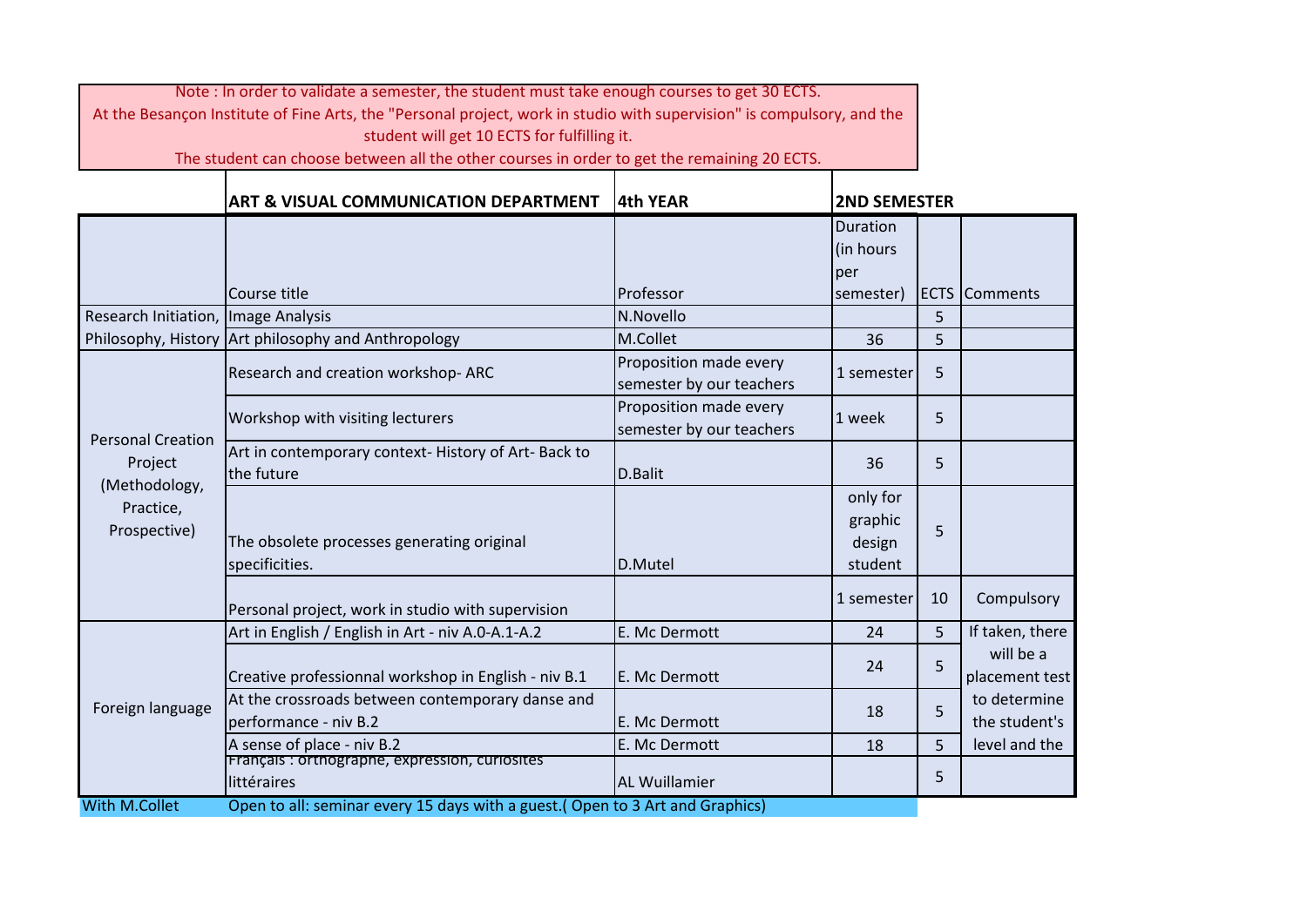Note : In order to validate a semester, the student must take enough courses to get 30 ECTS.
At the Besançon Institute of Fine Arts, the "Personal project, work in studio with supervision" is compulsory, and the student will get 10 ECTS for fulfilling it.
The student can choose between all the other courses in order to get the remaining 20 ECTS.

| | ART & VISUAL COMMUNICATION DEPARTMENT | 4th YEAR | 2ND SEMESTER | | |
|---|---|---|---|---|---|
| | Course title | Professor | Duration (in hours per semester) | ECTS | Comments |
| Research Initiation, | Image Analysis | N.Novello | | 5 | |
| Philosophy, History | Art philosophy and Anthropology | M.Collet | 36 | 5 | |
| Personal Creation Project (Methodology, Practice, Prospective) | Research and creation workshop- ARC | Proposition made every semester by our teachers | 1 semester | 5 | |
| | Workshop with visiting lecturers | Proposition made every semester by our teachers | 1 week | 5 | |
| | Art in contemporary context- History of Art- Back to the future | D.Balit | 36 | 5 | |
| | The obsolete processes generating original specificities. | D.Mutel | only for graphic design student | 5 | |
| | Personal project, work in studio with supervision | | 1 semester | 10 | Compulsory |
| Foreign language | Art in English / English in Art - niv A.0-A.1-A.2 | E. Mc Dermott | 24 | 5 | If taken, there will be a placement test to determine the student's level and the |
| | Creative professionnal workshop in English - niv B.1 | E. Mc Dermott | 24 | 5 | |
| | At the crossroads between contemporary danse and performance - niv B.2 | E. Mc Dermott | 18 | 5 | |
| | A sense of place - niv B.2 | E. Mc Dermott | 18 | 5 | |
| | Français : orthographe, expression, curiosités littéraires | AL Wuillamier | | 5 | |
| With M.Collet | Open to all: seminar every 15 days with a guest.( Open to 3 Art and Graphics) | | | | |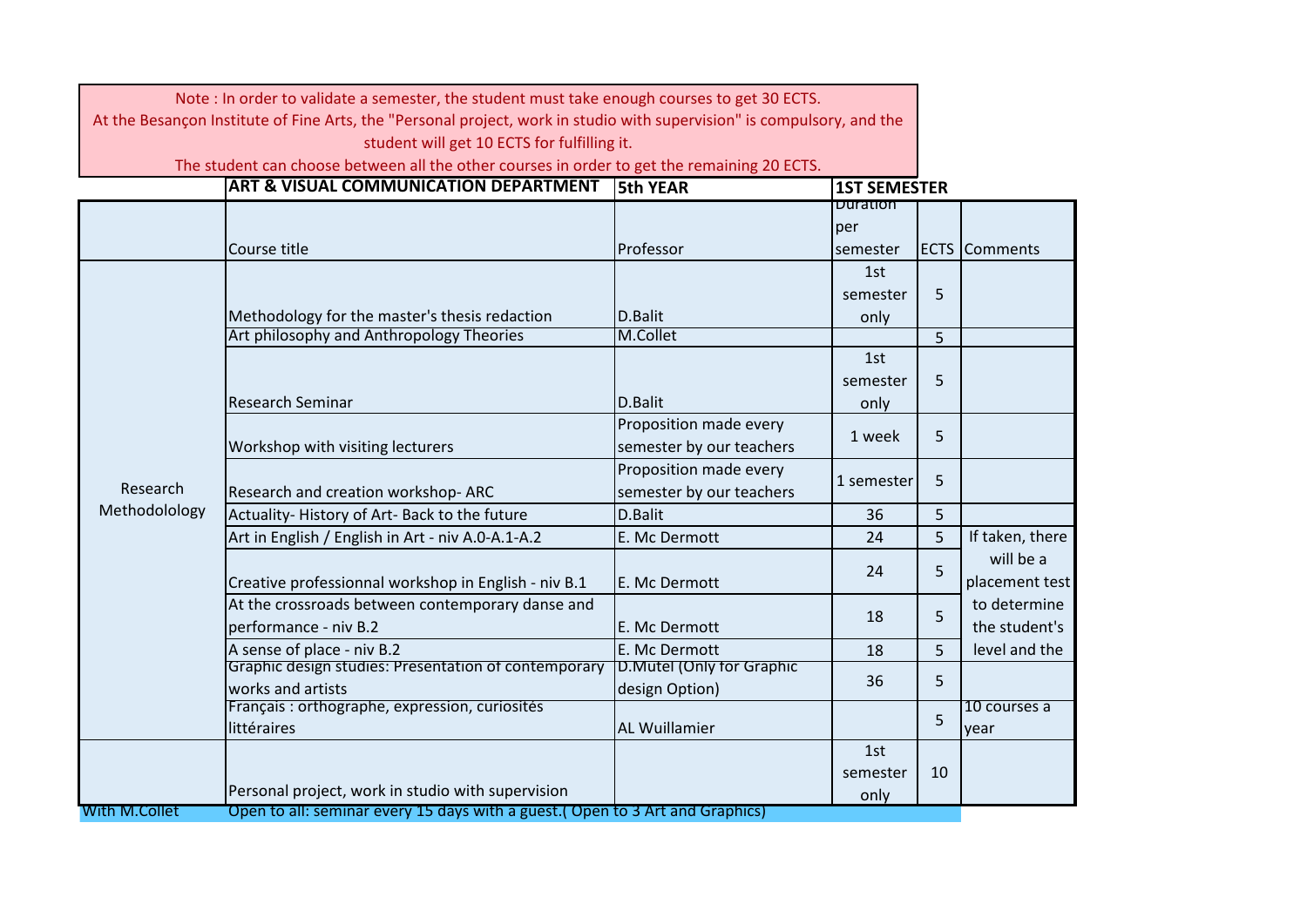Note : In order to validate a semester, the student must take enough courses to get 30 ECTS.
At the Besançon Institute of Fine Arts, the "Personal project, work in studio with supervision" is compulsory, and the student will get 10 ECTS for fulfilling it.
The student can choose between all the other courses in order to get the remaining 20 ECTS.

| | ART & VISUAL COMMUNICATION DEPARTMENT | 5th YEAR | 1ST SEMESTER | | |
|---|---|---|---|---|---|
| | Course title | Professor | Duration per semester | ECTS | Comments |
| Research Methodolology | Methodology for the master's thesis redaction | D.Balit | 1st semester only | 5 | |
| | Art philosophy and Anthropology Theories | M.Collet | | 5 | |
| | Research Seminar | D.Balit | 1st semester only | 5 | |
| | Workshop with visiting lecturers | Proposition made every semester by our teachers | 1 week | 5 | |
| | Research and creation workshop- ARC | Proposition made every semester by our teachers | 1 semester | 5 | |
| | Actuality- History of Art- Back to the future | D.Balit | 36 | 5 | |
| | Art in English / English in Art - niv A.0-A.1-A.2 | E. Mc Dermott | 24 | 5 | If taken, there will be a placement test to determine the student's level and the |
| | Creative professionnal workshop in English - niv B.1 | E. Mc Dermott | 24 | 5 | |
| | At the crossroads between contemporary danse and performance - niv B.2 | E. Mc Dermott | 18 | 5 | |
| | A sense of place - niv B.2 | E. Mc Dermott | 18 | 5 | |
| | Graphic design studies: Presentation of contemporary works and artists | D.Mutel (Only for Graphic design Option) | 36 | 5 | |
| | Français : orthographe, expression, curiosités littéraires | AL Wuillamier | | 5 | 10 courses a year |
| | Personal project, work in studio with supervision | | 1st semester only | 10 | |
| With M.Collet | Open to all: seminar every 15 days with a guest.( Open to 3 Art and Graphics) | | | | |